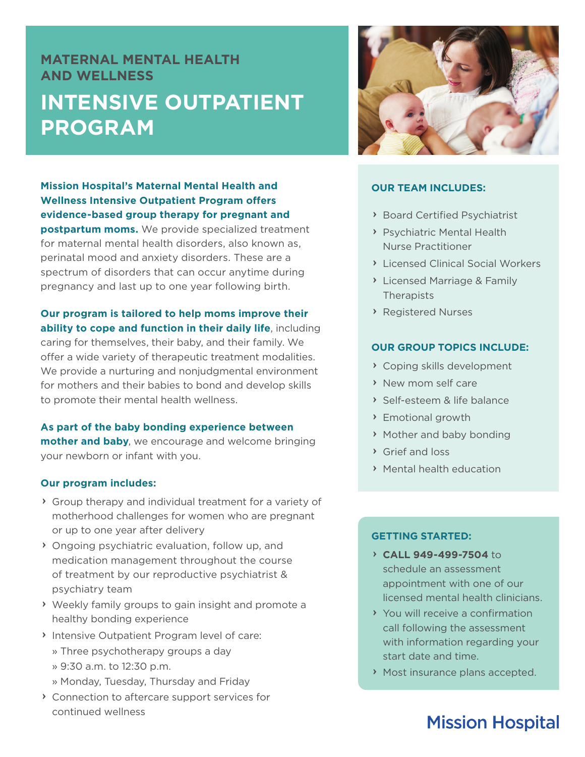## MATERNAL MENTAL HEALTH AND WELLNESS

# INTENSIVE OUTPATIENT PROGRAM

**Mission Hospital's Maternal Mental Health and Wellness Intensive Outpatient Program offers evidence-based group therapy for pregnant and postpartum moms.** We provide specialized treatment for maternal mental health disorders, also known as, perinatal mood and anxiety disorders. These are a spectrum of disorders that can occur anytime during pregnancy and last up to one year following birth.

**Our program is tailored to help moms improve their ability to cope and function in their daily life**, including caring for themselves, their baby, and their family. We offer a wide variety of therapeutic treatment modalities. We provide a nurturing and nonjudgmental environment for mothers and their babies to bond and develop skills to promote their mental health wellness.

**As part of the baby bonding experience between mother and baby**, we encourage and welcome bringing your newborn or infant with you.

### Our program includes:

- Group therapy and individual treatment for a variety of motherhood challenges for women who are pregnant or up to one year after delivery
- Ongoing psychiatric evaluation, follow up, and medication management throughout the course of treatment by our reproductive psychiatrist & psychiatry team
- Weekly family groups to gain insight and promote a healthy bonding experience
- Intensive Outpatient Program level of care:
  - Three psychotherapy groups a day
  - 9:30 a.m. to 12:30 p.m.
  - Monday, Tuesday, Thursday and Friday
- Connection to aftercare support services for continued wellness

### OUR TEAM INCLUDES:

- Board Certified Psychiatrist
- Psychiatric Mental Health Nurse Practitioner
- Licensed Clinical Social Workers
- Licensed Marriage & Family Therapists
- Registered Nurses

### OUR GROUP TOPICS INCLUDE:

- Coping skills development
- New mom self care
- Self-esteem & life balance
- Emotional growth
- Mother and baby bonding
- Grief and loss
- Mental health education

### GETTING STARTED:

- **CALL 949-499-7504** to schedule an assessment appointment with one of our licensed mental health clinicians.
- You will receive a confirmation call following the assessment with information regarding your start date and time.
- Most insurance plans accepted.

Mission Hospital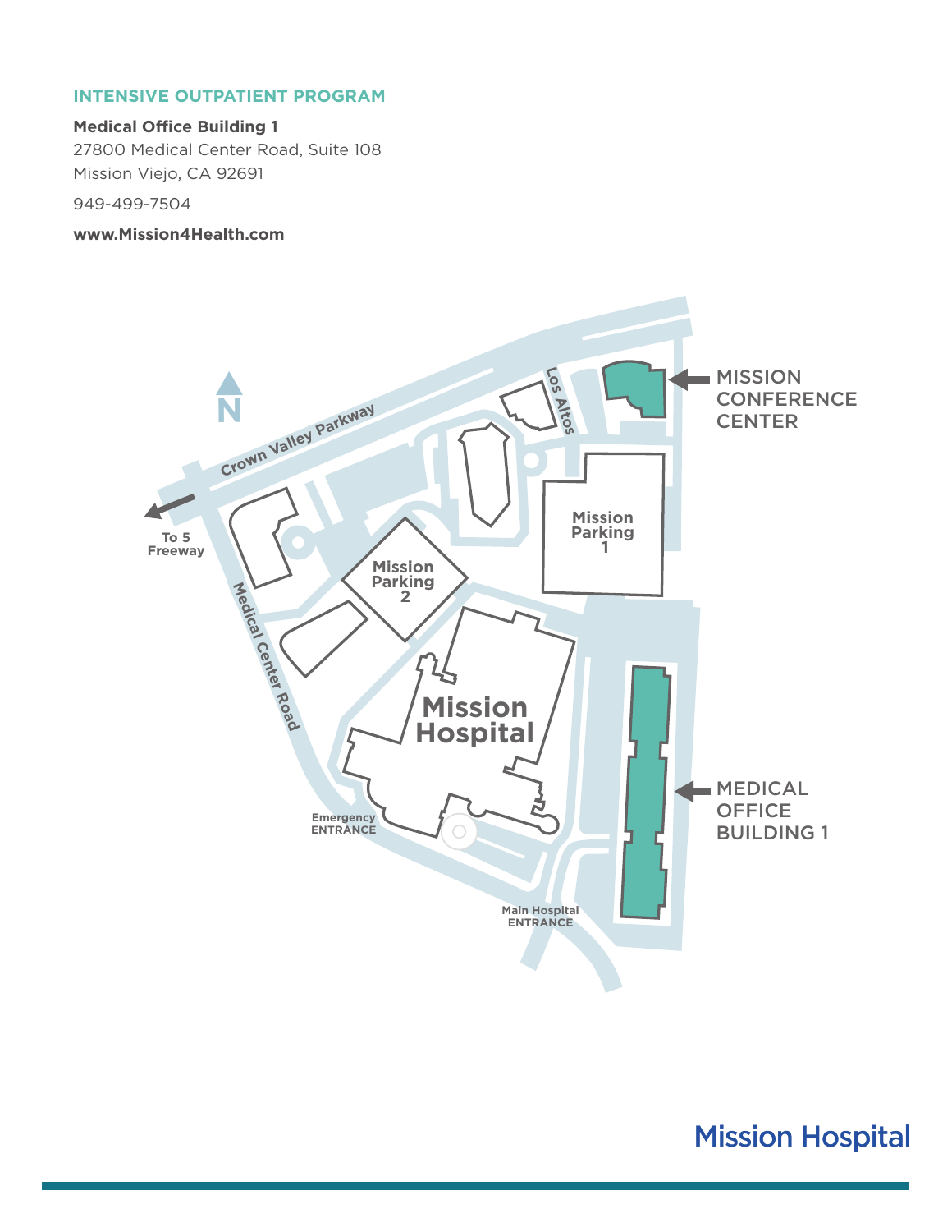## INTENSIVE OUTPATIENT PROGRAM

**Medical Office Building 1**
27800 Medical Center Road, Suite 108
Mission Viejo, CA 92691

949-499-7504

**www.Mission4Health.com**

N

Crown Valley Parkway

Los Altos

To 5 Freeway

Medical Center Road

Mission Parking 1

Mission Parking 2

Mission Hospital

Emergency ENTRANCE

Main Hospital ENTRANCE

MISSION CONFERENCE CENTER

MEDICAL OFFICE BUILDING 1

Mission Hospital